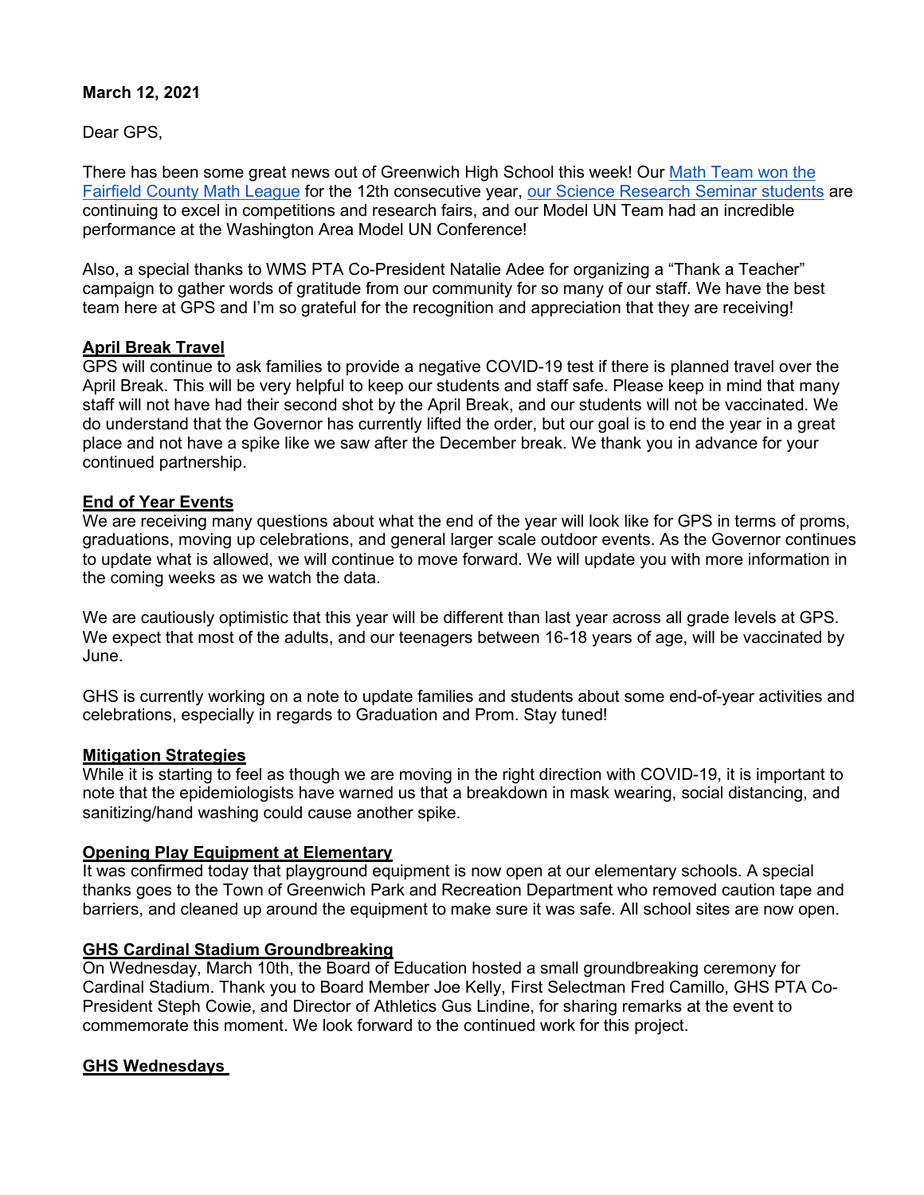**March 12, 2021**

Dear GPS,

There has been some great news out of Greenwich High School this week! Our Math Team won the Fairfield County Math League for the 12th consecutive year, our Science Research Seminar students are continuing to excel in competitions and research fairs, and our Model UN Team had an incredible performance at the Washington Area Model UN Conference!

Also, a special thanks to WMS PTA Co-President Natalie Adee for organizing a "Thank a Teacher" campaign to gather words of gratitude from our community for so many of our staff. We have the best team here at GPS and I'm so grateful for the recognition and appreciation that they are receiving!

**April Break Travel**

GPS will continue to ask families to provide a negative COVID-19 test if there is planned travel over the April Break. This will be very helpful to keep our students and staff safe. Please keep in mind that many staff will not have had their second shot by the April Break, and our students will not be vaccinated. We do understand that the Governor has currently lifted the order, but our goal is to end the year in a great place and not have a spike like we saw after the December break. We thank you in advance for your continued partnership.

**End of Year Events**

We are receiving many questions about what the end of the year will look like for GPS in terms of proms, graduations, moving up celebrations, and general larger scale outdoor events. As the Governor continues to update what is allowed, we will continue to move forward. We will update you with more information in the coming weeks as we watch the data.

We are cautiously optimistic that this year will be different than last year across all grade levels at GPS. We expect that most of the adults, and our teenagers between 16-18 years of age, will be vaccinated by June.

GHS is currently working on a note to update families and students about some end-of-year activities and celebrations, especially in regards to Graduation and Prom. Stay tuned!

**Mitigation Strategies**

While it is starting to feel as though we are moving in the right direction with COVID-19, it is important to note that the epidemiologists have warned us that a breakdown in mask wearing, social distancing, and sanitizing/hand washing could cause another spike.

**Opening Play Equipment at Elementary**

It was confirmed today that playground equipment is now open at our elementary schools. A special thanks goes to the Town of Greenwich Park and Recreation Department who removed caution tape and barriers, and cleaned up around the equipment to make sure it was safe. All school sites are now open.

**GHS Cardinal Stadium Groundbreaking**

On Wednesday, March 10th, the Board of Education hosted a small groundbreaking ceremony for Cardinal Stadium. Thank you to Board Member Joe Kelly, First Selectman Fred Camillo, GHS PTA Co-President Steph Cowie, and Director of Athletics Gus Lindine, for sharing remarks at the event to commemorate this moment. We look forward to the continued work for this project.

**GHS Wednesdays**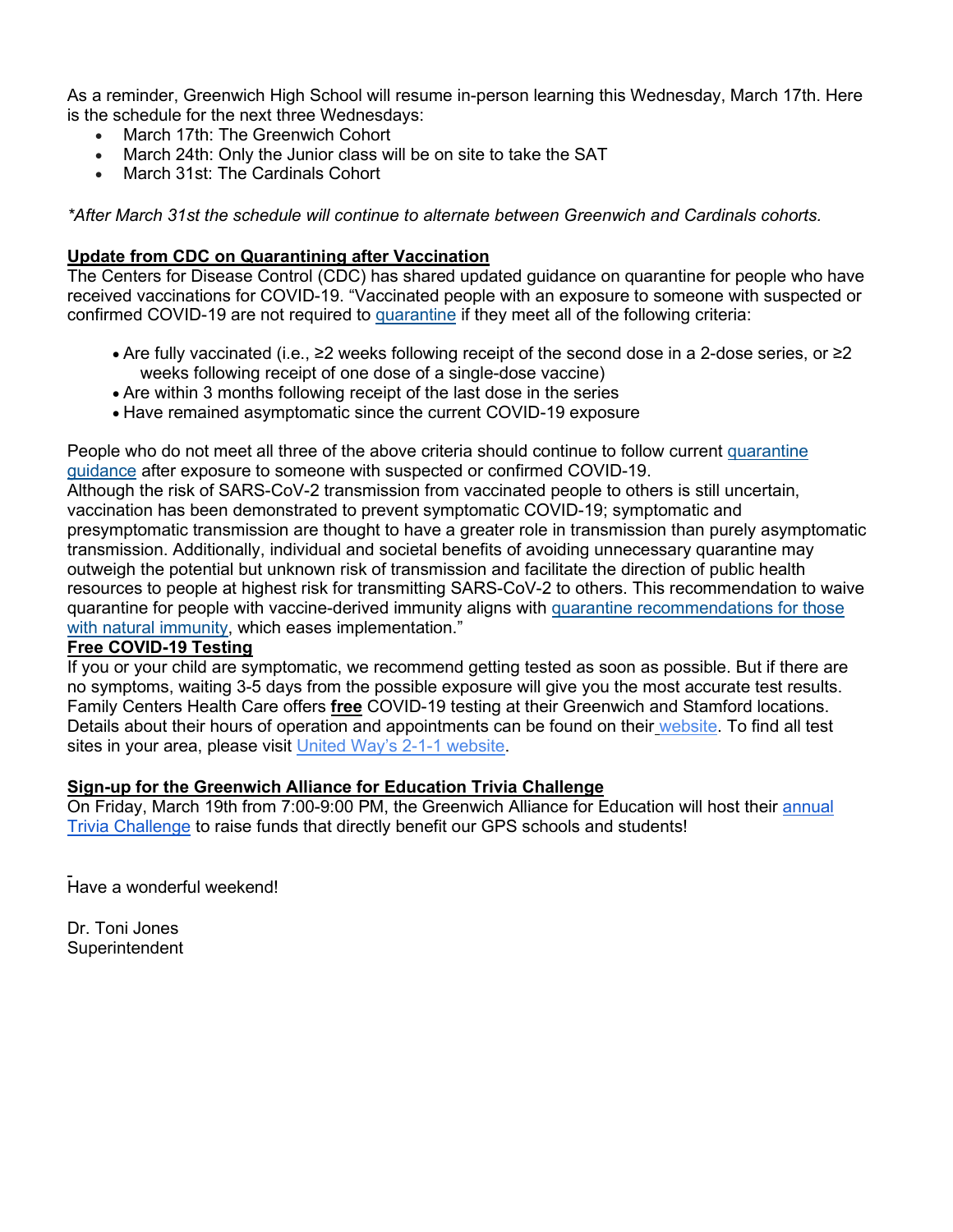As a reminder, Greenwich High School will resume in-person learning this Wednesday, March 17th. Here is the schedule for the next three Wednesdays:

- March 17th: The Greenwich Cohort
- March 24th: Only the Junior class will be on site to take the SAT
- March 31st: The Cardinals Cohort

*\*After March 31st the schedule will continue to alternate between Greenwich and Cardinals cohorts.*

**Update from CDC on Quarantining after Vaccination**

The Centers for Disease Control (CDC) has shared updated guidance on quarantine for people who have received vaccinations for COVID-19. "Vaccinated people with an exposure to someone with suspected or confirmed COVID-19 are not required to quarantine if they meet all of the following criteria:

- Are fully vaccinated (i.e., ≥2 weeks following receipt of the second dose in a 2-dose series, or ≥2 weeks following receipt of one dose of a single-dose vaccine)
- Are within 3 months following receipt of the last dose in the series
- Have remained asymptomatic since the current COVID-19 exposure

People who do not meet all three of the above criteria should continue to follow current quarantine guidance after exposure to someone with suspected or confirmed COVID-19.

Although the risk of SARS-CoV-2 transmission from vaccinated people to others is still uncertain, vaccination has been demonstrated to prevent symptomatic COVID-19; symptomatic and presymptomatic transmission are thought to have a greater role in transmission than purely asymptomatic transmission. Additionally, individual and societal benefits of avoiding unnecessary quarantine may outweigh the potential but unknown risk of transmission and facilitate the direction of public health resources to people at highest risk for transmitting SARS-CoV-2 to others. This recommendation to waive quarantine for people with vaccine-derived immunity aligns with quarantine recommendations for those with natural immunity, which eases implementation."

**Free COVID-19 Testing**

If you or your child are symptomatic, we recommend getting tested as soon as possible. But if there are no symptoms, waiting 3-5 days from the possible exposure will give you the most accurate test results. Family Centers Health Care offers **free** COVID-19 testing at their Greenwich and Stamford locations. Details about their hours of operation and appointments can be found on their website. To find all test sites in your area, please visit United Way's 2-1-1 website.

**Sign-up for the Greenwich Alliance for Education Trivia Challenge**

On Friday, March 19th from 7:00-9:00 PM, the Greenwich Alliance for Education will host their annual Trivia Challenge to raise funds that directly benefit our GPS schools and students!

Have a wonderful weekend!

Dr. Toni Jones
Superintendent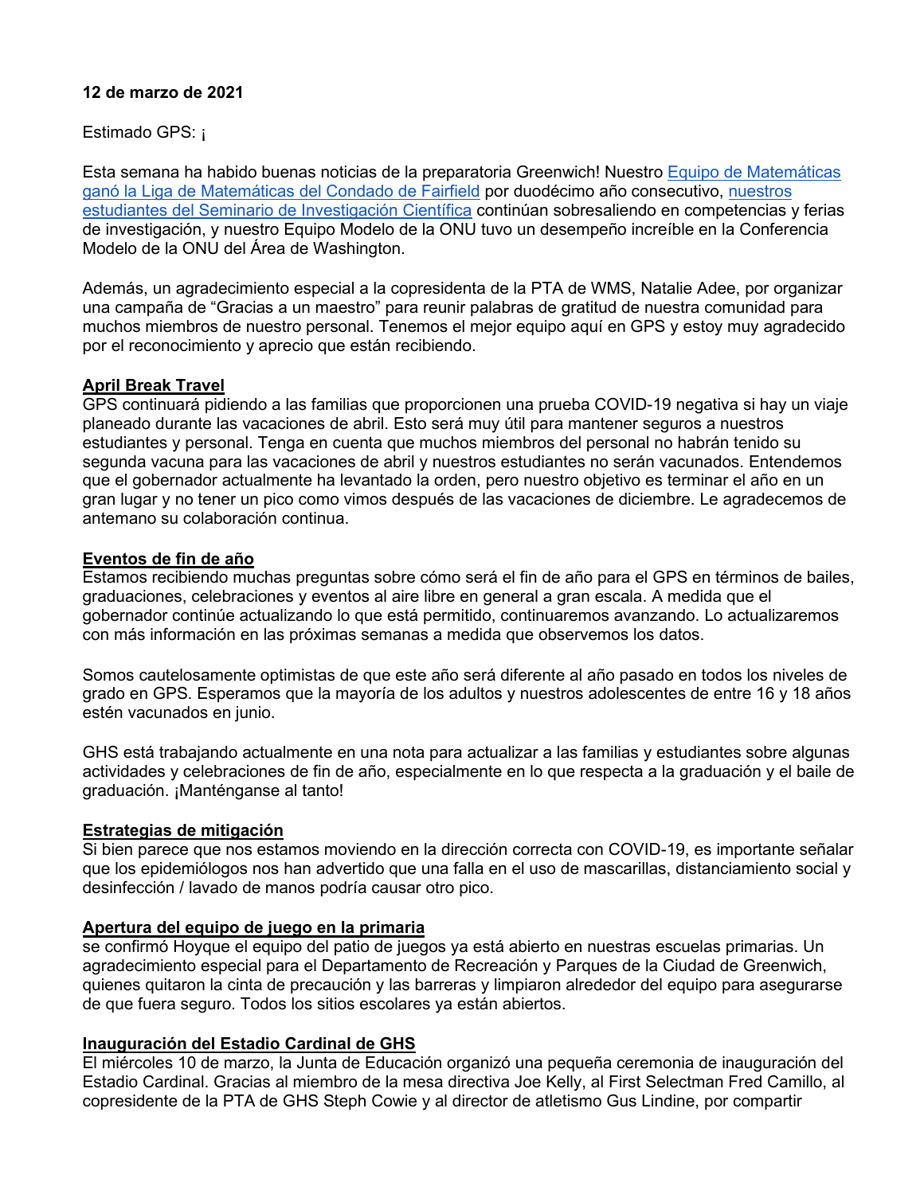**12 de marzo de 2021**

Estimado GPS: ¡

Esta semana ha habido buenas noticias de la preparatoria Greenwich! Nuestro [Equipo de Matemáticas ganó la Liga de Matemáticas del Condado de Fairfield]() por duodécimo año consecutivo, [nuestros estudiantes del Seminario de Investigación Científica]() continúan sobresaliendo en competencias y ferias de investigación, y nuestro Equipo Modelo de la ONU tuvo un desempeño increíble en la Conferencia Modelo de la ONU del Área de Washington.

Además, un agradecimiento especial a la copresidenta de la PTA de WMS, Natalie Adee, por organizar una campaña de "Gracias a un maestro" para reunir palabras de gratitud de nuestra comunidad para muchos miembros de nuestro personal. Tenemos el mejor equipo aquí en GPS y estoy muy agradecido por el reconocimiento y aprecio que están recibiendo.

**April Break Travel**

GPS continuará pidiendo a las familias que proporcionen una prueba COVID-19 negativa si hay un viaje planeado durante las vacaciones de abril. Esto será muy útil para mantener seguros a nuestros estudiantes y personal. Tenga en cuenta que muchos miembros del personal no habrán tenido su segunda vacuna para las vacaciones de abril y nuestros estudiantes no serán vacunados. Entendemos que el gobernador actualmente ha levantado la orden, pero nuestro objetivo es terminar el año en un gran lugar y no tener un pico como vimos después de las vacaciones de diciembre. Le agradecemos de antemano su colaboración continua.

**Eventos de fin de año**

Estamos recibiendo muchas preguntas sobre cómo será el fin de año para el GPS en términos de bailes, graduaciones, celebraciones y eventos al aire libre en general a gran escala. A medida que el gobernador continúe actualizando lo que está permitido, continuaremos avanzando. Lo actualizaremos con más información en las próximas semanas a medida que observemos los datos.

Somos cautelosamente optimistas de que este año será diferente al año pasado en todos los niveles de grado en GPS. Esperamos que la mayoría de los adultos y nuestros adolescentes de entre 16 y 18 años estén vacunados en junio.

GHS está trabajando actualmente en una nota para actualizar a las familias y estudiantes sobre algunas actividades y celebraciones de fin de año, especialmente en lo que respecta a la graduación y el baile de graduación. ¡Manténganse al tanto!

**Estrategias de mitigación**

Si bien parece que nos estamos moviendo en la dirección correcta con COVID-19, es importante señalar que los epidemiólogos nos han advertido que una falla en el uso de mascarillas, distanciamiento social y desinfección / lavado de manos podría causar otro pico.

**Apertura del equipo de juego en la primaria**

se confirmó Hoyque el equipo del patio de juegos ya está abierto en nuestras escuelas primarias. Un agradecimiento especial para el Departamento de Recreación y Parques de la Ciudad de Greenwich, quienes quitaron la cinta de precaución y las barreras y limpiaron alrededor del equipo para asegurarse de que fuera seguro. Todos los sitios escolares ya están abiertos.

**Inauguración del Estadio Cardinal de GHS**

El miércoles 10 de marzo, la Junta de Educación organizó una pequeña ceremonia de inauguración del Estadio Cardinal. Gracias al miembro de la mesa directiva Joe Kelly, al First Selectman Fred Camillo, al copresidente de la PTA de GHS Steph Cowie y al director de atletismo Gus Lindine, por compartir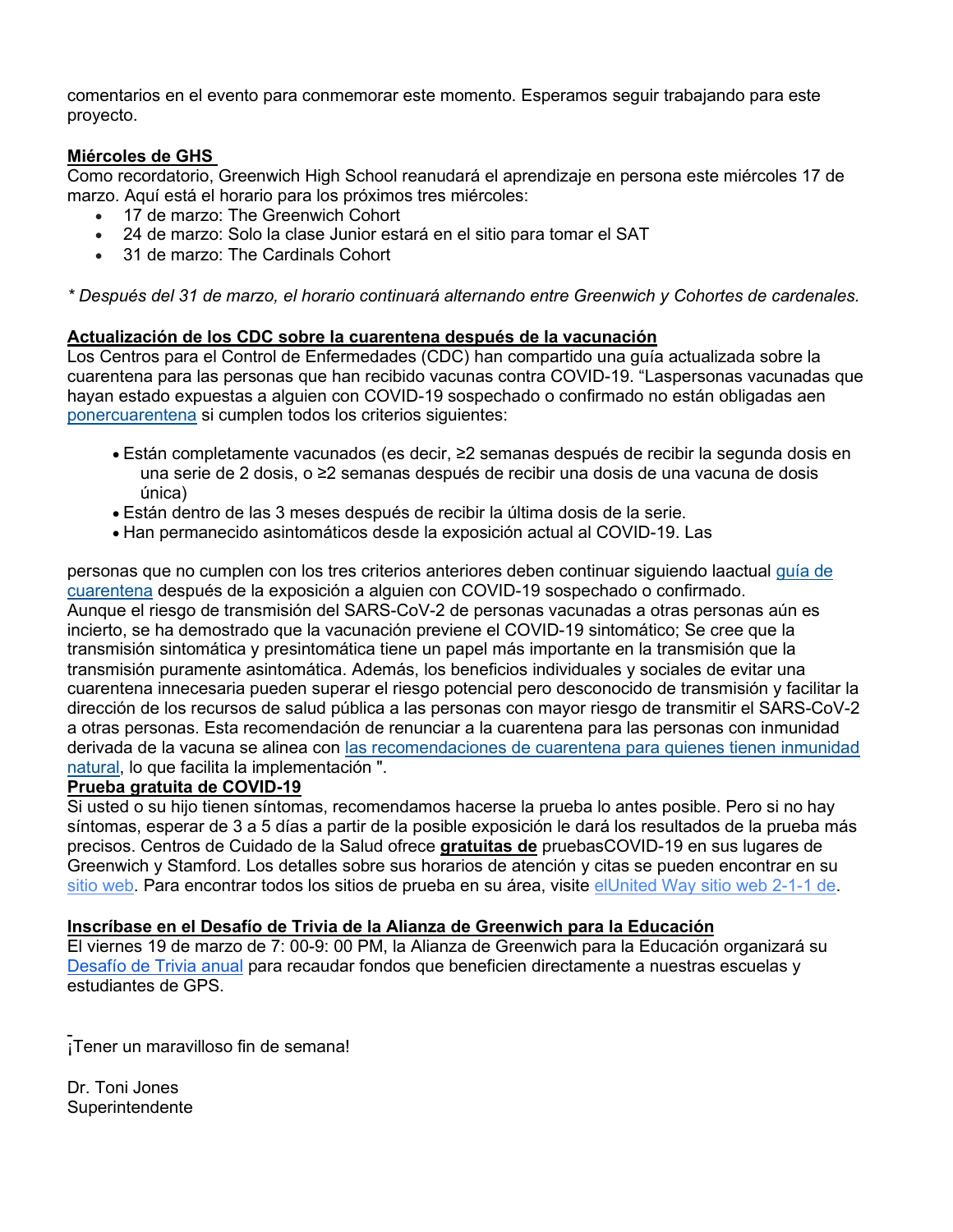comentarios en el evento para conmemorar este momento. Esperamos seguir trabajando para este proyecto.

**Miércoles de GHS**

Como recordatorio, Greenwich High School reanudará el aprendizaje en persona este miércoles 17 de marzo. Aquí está el horario para los próximos tres miércoles:

- 17 de marzo: The Greenwich Cohort
- 24 de marzo: Solo la clase Junior estará en el sitio para tomar el SAT
- 31 de marzo: The Cardinals Cohort

*\* Después del 31 de marzo, el horario continuará alternando entre Greenwich y Cohortes de cardenales.*

**Actualización de los CDC sobre la cuarentena después de la vacunación**

Los Centros para el Control de Enfermedades (CDC) han compartido una guía actualizada sobre la cuarentena para las personas que han recibido vacunas contra COVID-19. "Laspersonas vacunadas que hayan estado expuestas a alguien con COVID-19 sospechado o confirmado no están obligadas aen ponercuarentena si cumplen todos los criterios siguientes:

- Están completamente vacunados (es decir, ≥2 semanas después de recibir la segunda dosis en una serie de 2 dosis, o ≥2 semanas después de recibir una dosis de una vacuna de dosis única)
- Están dentro de las 3 meses después de recibir la última dosis de la serie.
- Han permanecido asintomáticos desde la exposición actual al COVID-19. Las

personas que no cumplen con los tres criterios anteriores deben continuar siguiendo laactual guía de cuarentena después de la exposición a alguien con COVID-19 sospechado o confirmado. Aunque el riesgo de transmisión del SARS-CoV-2 de personas vacunadas a otras personas aún es incierto, se ha demostrado que la vacunación previene el COVID-19 sintomático; Se cree que la transmisión sintomática y presintomática tiene un papel más importante en la transmisión que la transmisión puramente asintomática. Además, los beneficios individuales y sociales de evitar una cuarentena innecesaria pueden superar el riesgo potencial pero desconocido de transmisión y facilitar la dirección de los recursos de salud pública a las personas con mayor riesgo de transmitir el SARS-CoV-2 a otras personas. Esta recomendación de renunciar a la cuarentena para las personas con inmunidad derivada de la vacuna se alinea con las recomendaciones de cuarentena para quienes tienen inmunidad natural, lo que facilita la implementación ".

**Prueba gratuita de COVID-19**

Si usted o su hijo tienen síntomas, recomendamos hacerse la prueba lo antes posible. Pero si no hay síntomas, esperar de 3 a 5 días a partir de la posible exposición le dará los resultados de la prueba más precisos. Centros de Cuidado de la Salud ofrece **gratuitas de** pruebasCOVID-19 en sus lugares de Greenwich y Stamford. Los detalles sobre sus horarios de atención y citas se pueden encontrar en su sitio web. Para encontrar todos los sitios de prueba en su área, visite elUnited Way sitio web 2-1-1 de.

**Inscríbase en el Desafío de Trivia de la Alianza de Greenwich para la Educación**

El viernes 19 de marzo de 7: 00-9: 00 PM, la Alianza de Greenwich para la Educación organizará su Desafío de Trivia anual para recaudar fondos que beneficien directamente a nuestras escuelas y estudiantes de GPS.

¡Tener un maravilloso fin de semana!

Dr. Toni Jones
Superintendente